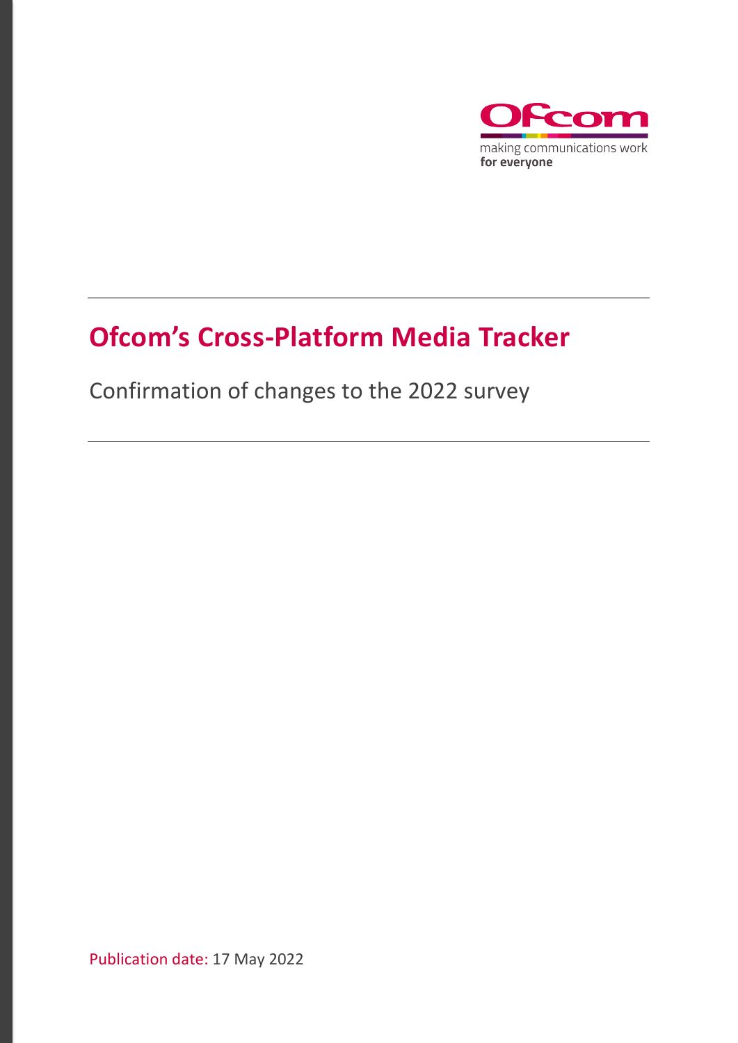Ofcom

making communications work
**for everyone**

# Ofcom's Cross-Platform Media Tracker

Confirmation of changes to the 2022 survey

Publication date: 17 May 2022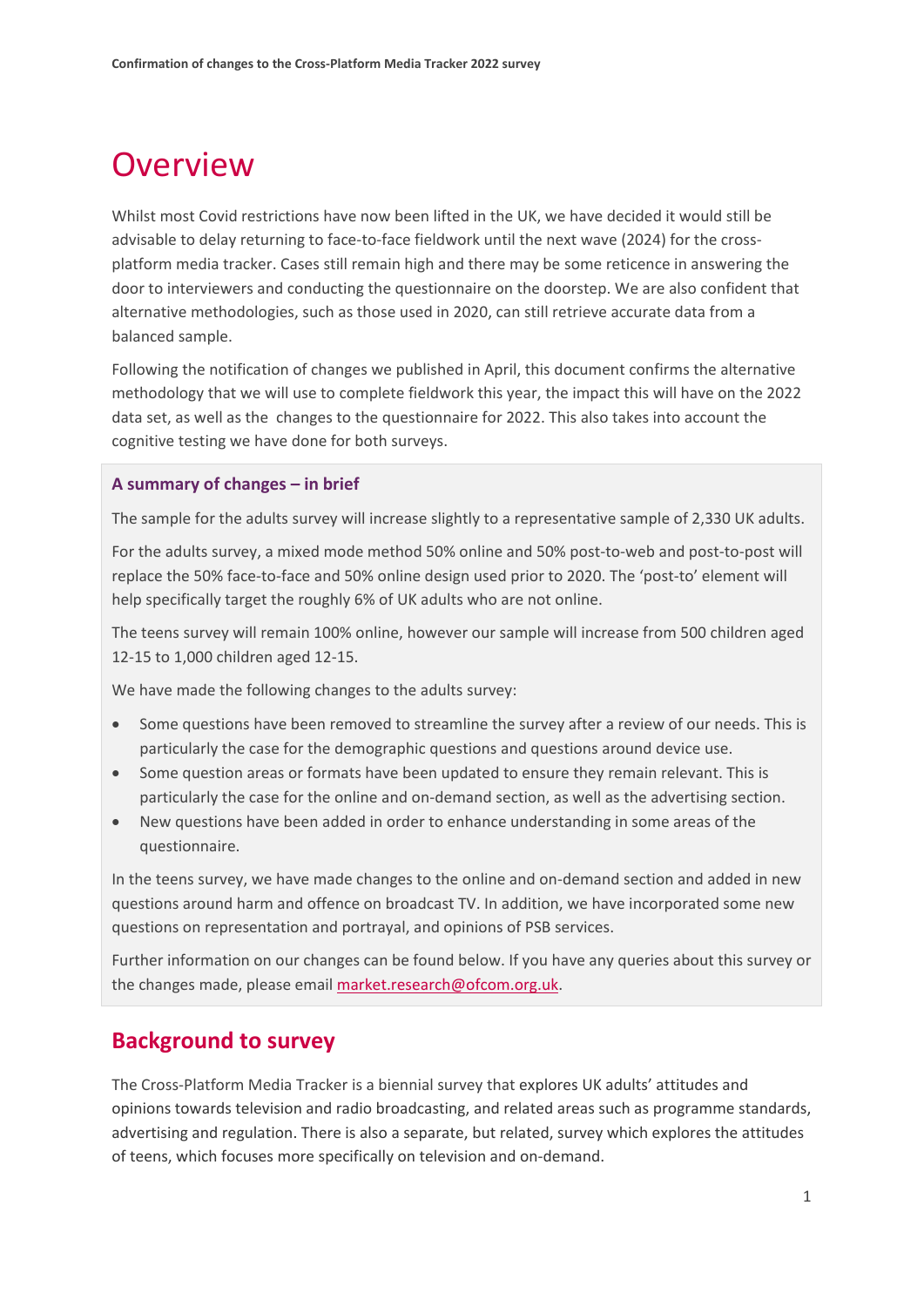# Overview

Whilst most Covid restrictions have now been lifted in the UK, we have decided it would still be advisable to delay returning to face-to-face fieldwork until the next wave (2024) for the cross-platform media tracker. Cases still remain high and there may be some reticence in answering the door to interviewers and conducting the questionnaire on the doorstep. We are also confident that alternative methodologies, such as those used in 2020, can still retrieve accurate data from a balanced sample.

Following the notification of changes we published in April, this document confirms the alternative methodology that we will use to complete fieldwork this year, the impact this will have on the 2022 data set, as well as the changes to the questionnaire for 2022. This also takes into account the cognitive testing we have done for both surveys.

### A summary of changes – in brief

The sample for the adults survey will increase slightly to a representative sample of 2,330 UK adults.

For the adults survey, a mixed mode method 50% online and 50% post-to-web and post-to-post will replace the 50% face-to-face and 50% online design used prior to 2020. The 'post-to' element will help specifically target the roughly 6% of UK adults who are not online.

The teens survey will remain 100% online, however our sample will increase from 500 children aged 12-15 to 1,000 children aged 12-15.

We have made the following changes to the adults survey:

- Some questions have been removed to streamline the survey after a review of our needs. This is particularly the case for the demographic questions and questions around device use.
- Some question areas or formats have been updated to ensure they remain relevant. This is particularly the case for the online and on-demand section, as well as the advertising section.
- New questions have been added in order to enhance understanding in some areas of the questionnaire.

In the teens survey, we have made changes to the online and on-demand section and added in new questions around harm and offence on broadcast TV. In addition, we have incorporated some new questions on representation and portrayal, and opinions of PSB services.

Further information on our changes can be found below. If you have any queries about this survey or the changes made, please email market.research@ofcom.org.uk.

## Background to survey

The Cross-Platform Media Tracker is a biennial survey that explores UK adults' attitudes and opinions towards television and radio broadcasting, and related areas such as programme standards, advertising and regulation. There is also a separate, but related, survey which explores the attitudes of teens, which focuses more specifically on television and on-demand.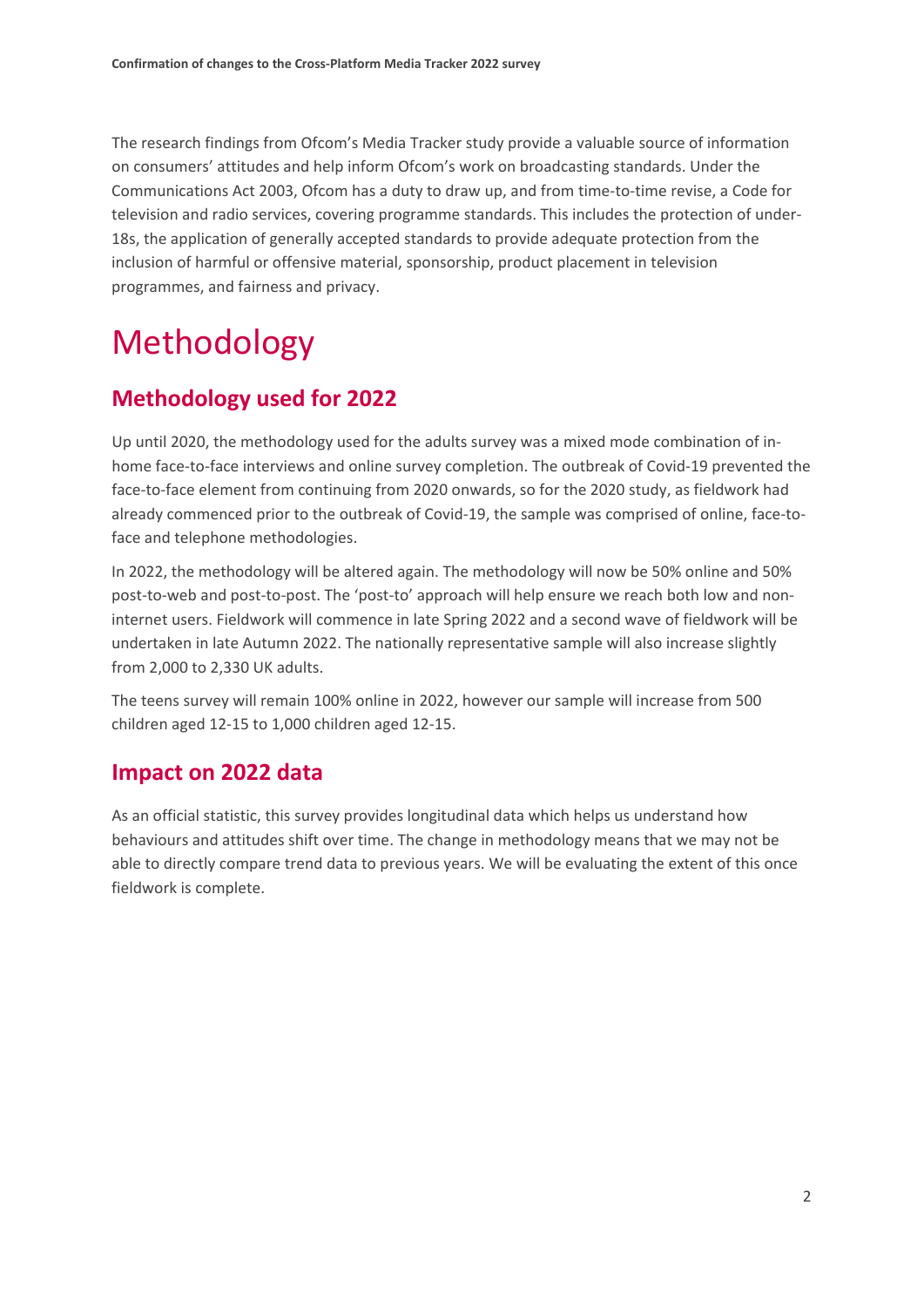The research findings from Ofcom's Media Tracker study provide a valuable source of information on consumers' attitudes and help inform Ofcom's work on broadcasting standards. Under the Communications Act 2003, Ofcom has a duty to draw up, and from time-to-time revise, a Code for television and radio services, covering programme standards. This includes the protection of under-18s, the application of generally accepted standards to provide adequate protection from the inclusion of harmful or offensive material, sponsorship, product placement in television programmes, and fairness and privacy.

# Methodology

## Methodology used for 2022

Up until 2020, the methodology used for the adults survey was a mixed mode combination of in-home face-to-face interviews and online survey completion. The outbreak of Covid-19 prevented the face-to-face element from continuing from 2020 onwards, so for the 2020 study, as fieldwork had already commenced prior to the outbreak of Covid-19, the sample was comprised of online, face-to-face and telephone methodologies.

In 2022, the methodology will be altered again. The methodology will now be 50% online and 50% post-to-web and post-to-post. The 'post-to' approach will help ensure we reach both low and non-internet users. Fieldwork will commence in late Spring 2022 and a second wave of fieldwork will be undertaken in late Autumn 2022. The nationally representative sample will also increase slightly from 2,000 to 2,330 UK adults.

The teens survey will remain 100% online in 2022, however our sample will increase from 500 children aged 12-15 to 1,000 children aged 12-15.

## Impact on 2022 data

As an official statistic, this survey provides longitudinal data which helps us understand how behaviours and attitudes shift over time. The change in methodology means that we may not be able to directly compare trend data to previous years. We will be evaluating the extent of this once fieldwork is complete.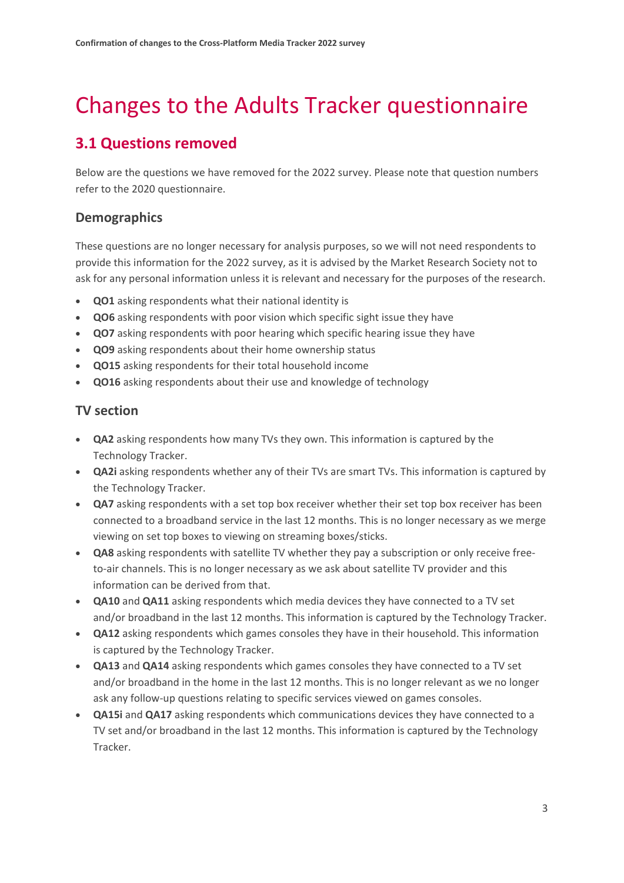# Changes to the Adults Tracker questionnaire

## 3.1 Questions removed

Below are the questions we have removed for the 2022 survey. Please note that question numbers refer to the 2020 questionnaire.

### Demographics

These questions are no longer necessary for analysis purposes, so we will not need respondents to provide this information for the 2022 survey, as it is advised by the Market Research Society not to ask for any personal information unless it is relevant and necessary for the purposes of the research.

- **QO1** asking respondents what their national identity is
- **QO6** asking respondents with poor vision which specific sight issue they have
- **QO7** asking respondents with poor hearing which specific hearing issue they have
- **QO9** asking respondents about their home ownership status
- **QO15** asking respondents for their total household income
- **QO16** asking respondents about their use and knowledge of technology

### TV section

- **QA2** asking respondents how many TVs they own. This information is captured by the Technology Tracker.
- **QA2i** asking respondents whether any of their TVs are smart TVs. This information is captured by the Technology Tracker.
- **QA7** asking respondents with a set top box receiver whether their set top box receiver has been connected to a broadband service in the last 12 months. This is no longer necessary as we merge viewing on set top boxes to viewing on streaming boxes/sticks.
- **QA8** asking respondents with satellite TV whether they pay a subscription or only receive free-to-air channels. This is no longer necessary as we ask about satellite TV provider and this information can be derived from that.
- **QA10** and **QA11** asking respondents which media devices they have connected to a TV set and/or broadband in the last 12 months. This information is captured by the Technology Tracker.
- **QA12** asking respondents which games consoles they have in their household. This information is captured by the Technology Tracker.
- **QA13** and **QA14** asking respondents which games consoles they have connected to a TV set and/or broadband in the home in the last 12 months. This is no longer relevant as we no longer ask any follow-up questions relating to specific services viewed on games consoles.
- **QA15i** and **QA17** asking respondents which communications devices they have connected to a TV set and/or broadband in the last 12 months. This information is captured by the Technology Tracker.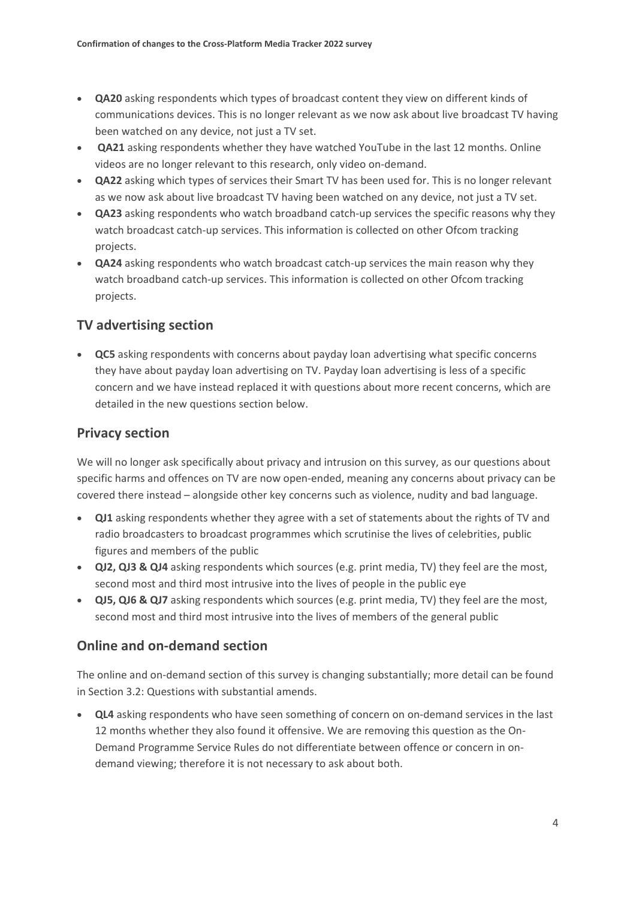- **QA20** asking respondents which types of broadcast content they view on different kinds of communications devices. This is no longer relevant as we now ask about live broadcast TV having been watched on any device, not just a TV set.
- **QA21** asking respondents whether they have watched YouTube in the last 12 months. Online videos are no longer relevant to this research, only video on-demand.
- **QA22** asking which types of services their Smart TV has been used for. This is no longer relevant as we now ask about live broadcast TV having been watched on any device, not just a TV set.
- **QA23** asking respondents who watch broadband catch-up services the specific reasons why they watch broadcast catch-up services. This information is collected on other Ofcom tracking projects.
- **QA24** asking respondents who watch broadcast catch-up services the main reason why they watch broadband catch-up services. This information is collected on other Ofcom tracking projects.

## TV advertising section

- **QC5** asking respondents with concerns about payday loan advertising what specific concerns they have about payday loan advertising on TV. Payday loan advertising is less of a specific concern and we have instead replaced it with questions about more recent concerns, which are detailed in the new questions section below.

## Privacy section

We will no longer ask specifically about privacy and intrusion on this survey, as our questions about specific harms and offences on TV are now open-ended, meaning any concerns about privacy can be covered there instead – alongside other key concerns such as violence, nudity and bad language.

- **QJ1** asking respondents whether they agree with a set of statements about the rights of TV and radio broadcasters to broadcast programmes which scrutinise the lives of celebrities, public figures and members of the public
- **QJ2, QJ3 & QJ4** asking respondents which sources (e.g. print media, TV) they feel are the most, second most and third most intrusive into the lives of people in the public eye
- **QJ5, QJ6 & QJ7** asking respondents which sources (e.g. print media, TV) they feel are the most, second most and third most intrusive into the lives of members of the general public

## Online and on-demand section

The online and on-demand section of this survey is changing substantially; more detail can be found in Section 3.2: Questions with substantial amends.

- **QL4** asking respondents who have seen something of concern on on-demand services in the last 12 months whether they also found it offensive. We are removing this question as the On-Demand Programme Service Rules do not differentiate between offence or concern in on-demand viewing; therefore it is not necessary to ask about both.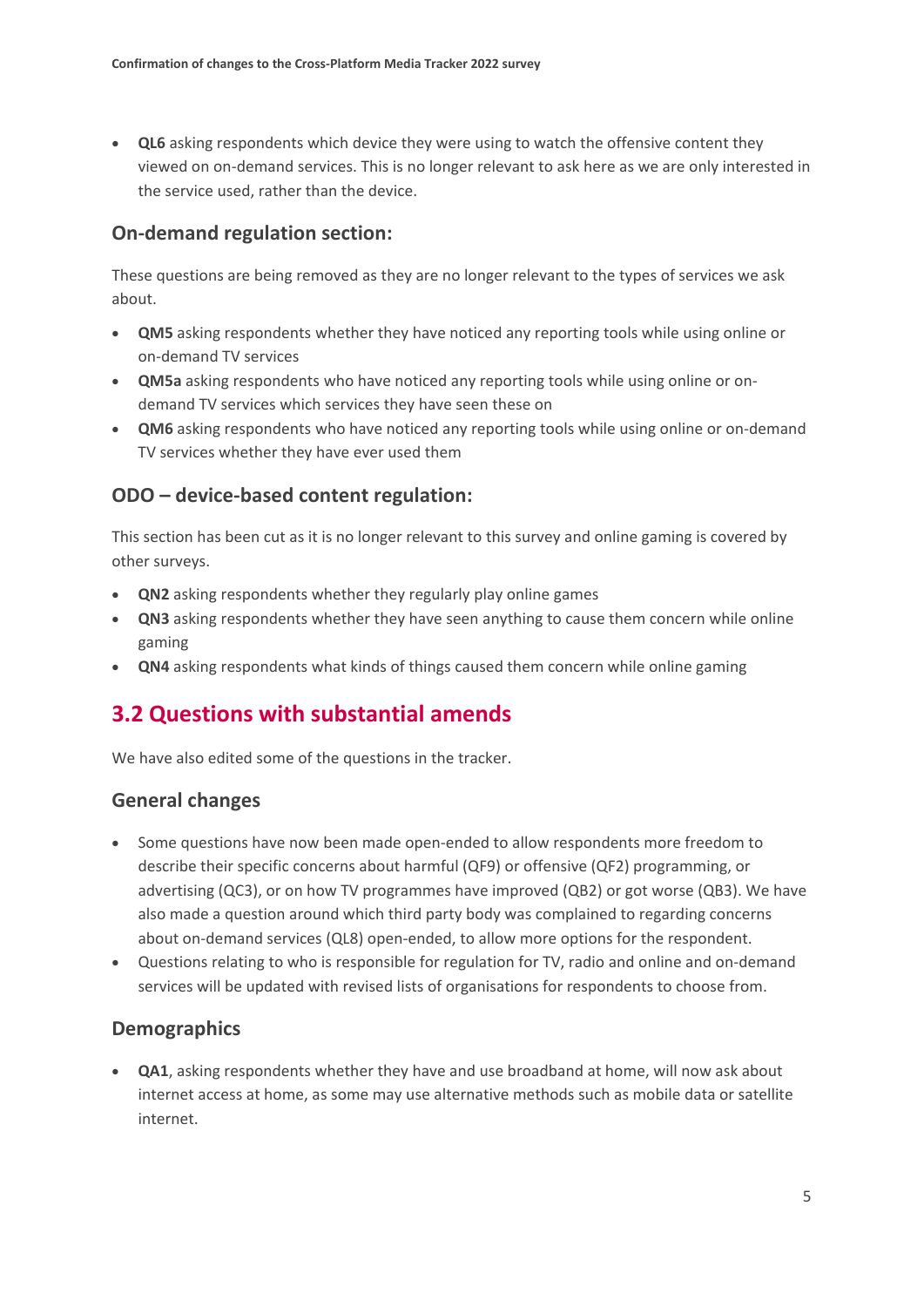- **QL6** asking respondents which device they were using to watch the offensive content they viewed on on-demand services. This is no longer relevant to ask here as we are only interested in the service used, rather than the device.

### On-demand regulation section:

These questions are being removed as they are no longer relevant to the types of services we ask about.

- **QM5** asking respondents whether they have noticed any reporting tools while using online or on-demand TV services
- **QM5a** asking respondents who have noticed any reporting tools while using online or on-demand TV services which services they have seen these on
- **QM6** asking respondents who have noticed any reporting tools while using online or on-demand TV services whether they have ever used them

### ODO – device-based content regulation:

This section has been cut as it is no longer relevant to this survey and online gaming is covered by other surveys.

- **QN2** asking respondents whether they regularly play online games
- **QN3** asking respondents whether they have seen anything to cause them concern while online gaming
- **QN4** asking respondents what kinds of things caused them concern while online gaming

## 3.2 Questions with substantial amends

We have also edited some of the questions in the tracker.

### General changes

- Some questions have now been made open-ended to allow respondents more freedom to describe their specific concerns about harmful (QF9) or offensive (QF2) programming, or advertising (QC3), or on how TV programmes have improved (QB2) or got worse (QB3). We have also made a question around which third party body was complained to regarding concerns about on-demand services (QL8) open-ended, to allow more options for the respondent.
- Questions relating to who is responsible for regulation for TV, radio and online and on-demand services will be updated with revised lists of organisations for respondents to choose from.

### Demographics

- **QA1**, asking respondents whether they have and use broadband at home, will now ask about internet access at home, as some may use alternative methods such as mobile data or satellite internet.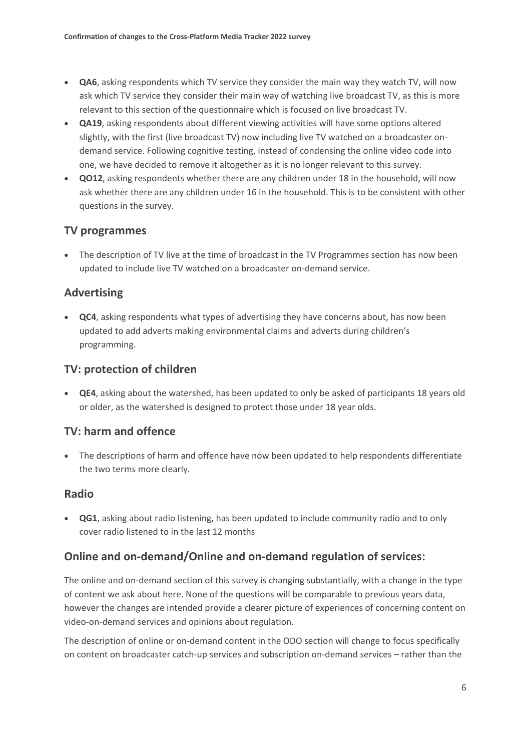- **QA6**, asking respondents which TV service they consider the main way they watch TV, will now ask which TV service they consider their main way of watching live broadcast TV, as this is more relevant to this section of the questionnaire which is focused on live broadcast TV.
- **QA19**, asking respondents about different viewing activities will have some options altered slightly, with the first (live broadcast TV) now including live TV watched on a broadcaster on-demand service. Following cognitive testing, instead of condensing the online video code into one, we have decided to remove it altogether as it is no longer relevant to this survey.
- **QO12**, asking respondents whether there are any children under 18 in the household, will now ask whether there are any children under 16 in the household. This is to be consistent with other questions in the survey.

## TV programmes

- The description of TV live at the time of broadcast in the TV Programmes section has now been updated to include live TV watched on a broadcaster on-demand service.

## Advertising

- **QC4**, asking respondents what types of advertising they have concerns about, has now been updated to add adverts making environmental claims and adverts during children's programming.

## TV: protection of children

- **QE4**, asking about the watershed, has been updated to only be asked of participants 18 years old or older, as the watershed is designed to protect those under 18 year olds.

## TV: harm and offence

- The descriptions of harm and offence have now been updated to help respondents differentiate the two terms more clearly.

## Radio

- **QG1**, asking about radio listening, has been updated to include community radio and to only cover radio listened to in the last 12 months

## Online and on-demand/Online and on-demand regulation of services:

The online and on-demand section of this survey is changing substantially, with a change in the type of content we ask about here. None of the questions will be comparable to previous years data, however the changes are intended provide a clearer picture of experiences of concerning content on video-on-demand services and opinions about regulation.

The description of online or on-demand content in the ODO section will change to focus specifically on content on broadcaster catch-up services and subscription on-demand services – rather than the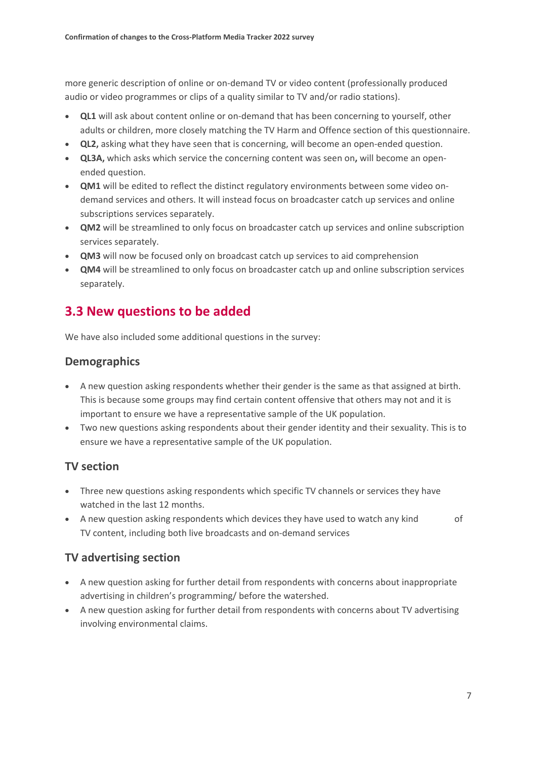more generic description of online or on-demand TV or video content (professionally produced audio or video programmes or clips of a quality similar to TV and/or radio stations).

- **QL1** will ask about content online or on-demand that has been concerning to yourself, other adults or children, more closely matching the TV Harm and Offence section of this questionnaire.
- **QL2,** asking what they have seen that is concerning, will become an open-ended question.
- **QL3A,** which asks which service the concerning content was seen on**,** will become an open-ended question.
- **QM1** will be edited to reflect the distinct regulatory environments between some video on-demand services and others. It will instead focus on broadcaster catch up services and online subscriptions services separately.
- **QM2** will be streamlined to only focus on broadcaster catch up services and online subscription services separately.
- **QM3** will now be focused only on broadcast catch up services to aid comprehension
- **QM4** will be streamlined to only focus on broadcaster catch up and online subscription services separately.

## 3.3 New questions to be added

We have also included some additional questions in the survey:

### Demographics

- A new question asking respondents whether their gender is the same as that assigned at birth. This is because some groups may find certain content offensive that others may not and it is important to ensure we have a representative sample of the UK population.
- Two new questions asking respondents about their gender identity and their sexuality. This is to ensure we have a representative sample of the UK population.

### TV section

- Three new questions asking respondents which specific TV channels or services they have watched in the last 12 months.
- A new question asking respondents which devices they have used to watch any kind of TV content, including both live broadcasts and on-demand services

### TV advertising section

- A new question asking for further detail from respondents with concerns about inappropriate advertising in children's programming/ before the watershed.
- A new question asking for further detail from respondents with concerns about TV advertising involving environmental claims.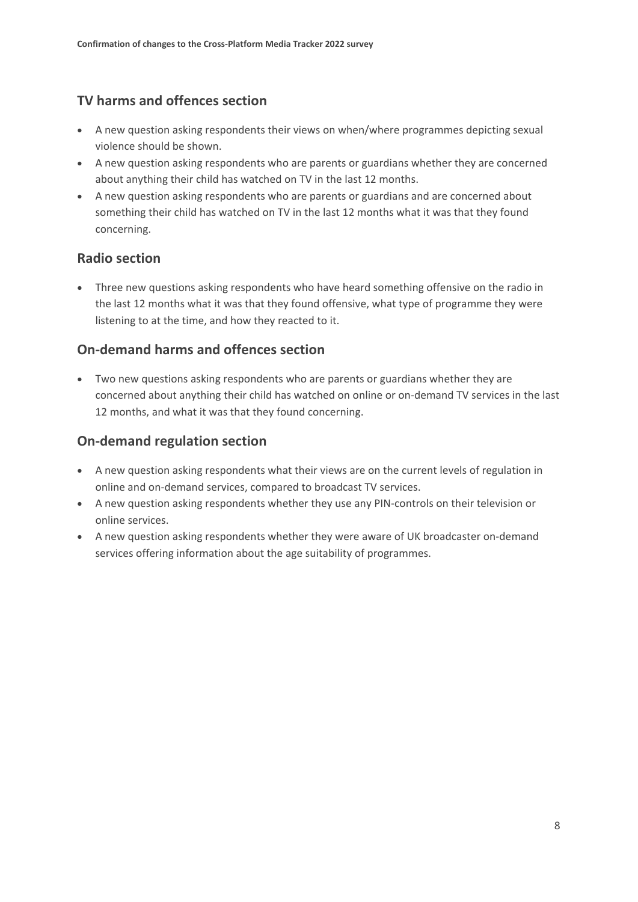## TV harms and offences section

- A new question asking respondents their views on when/where programmes depicting sexual violence should be shown.
- A new question asking respondents who are parents or guardians whether they are concerned about anything their child has watched on TV in the last 12 months.
- A new question asking respondents who are parents or guardians and are concerned about something their child has watched on TV in the last 12 months what it was that they found concerning.

## Radio section

- Three new questions asking respondents who have heard something offensive on the radio in the last 12 months what it was that they found offensive, what type of programme they were listening to at the time, and how they reacted to it.

## On-demand harms and offences section

- Two new questions asking respondents who are parents or guardians whether they are concerned about anything their child has watched on online or on-demand TV services in the last 12 months, and what it was that they found concerning.

## On-demand regulation section

- A new question asking respondents what their views are on the current levels of regulation in online and on-demand services, compared to broadcast TV services.
- A new question asking respondents whether they use any PIN-controls on their television or online services.
- A new question asking respondents whether they were aware of UK broadcaster on-demand services offering information about the age suitability of programmes.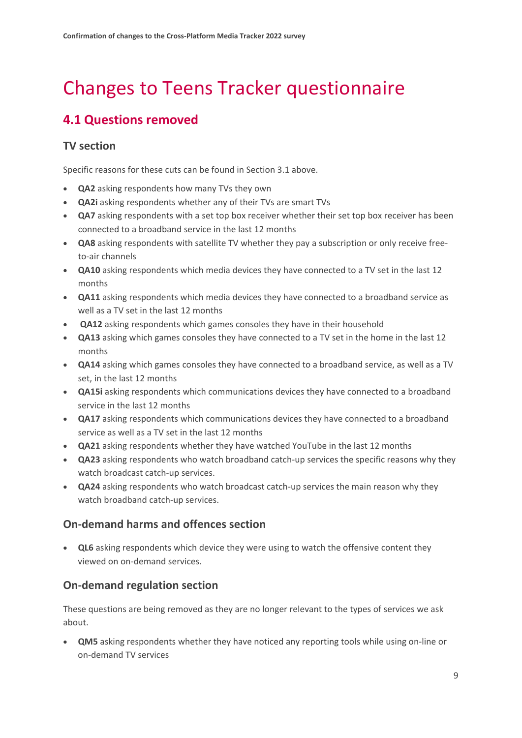# Changes to Teens Tracker questionnaire

## 4.1 Questions removed

### TV section

Specific reasons for these cuts can be found in Section 3.1 above.

- **QA2** asking respondents how many TVs they own
- **QA2i** asking respondents whether any of their TVs are smart TVs
- **QA7** asking respondents with a set top box receiver whether their set top box receiver has been connected to a broadband service in the last 12 months
- **QA8** asking respondents with satellite TV whether they pay a subscription or only receive free-to-air channels
- **QA10** asking respondents which media devices they have connected to a TV set in the last 12 months
- **QA11** asking respondents which media devices they have connected to a broadband service as well as a TV set in the last 12 months
- **QA12** asking respondents which games consoles they have in their household
- **QA13** asking which games consoles they have connected to a TV set in the home in the last 12 months
- **QA14** asking which games consoles they have connected to a broadband service, as well as a TV set, in the last 12 months
- **QA15i** asking respondents which communications devices they have connected to a broadband service in the last 12 months
- **QA17** asking respondents which communications devices they have connected to a broadband service as well as a TV set in the last 12 months
- **QA21** asking respondents whether they have watched YouTube in the last 12 months
- **QA23** asking respondents who watch broadband catch-up services the specific reasons why they watch broadcast catch-up services.
- **QA24** asking respondents who watch broadcast catch-up services the main reason why they watch broadband catch-up services.

### On-demand harms and offences section

- **QL6** asking respondents which device they were using to watch the offensive content they viewed on on-demand services.

### On-demand regulation section

These questions are being removed as they are no longer relevant to the types of services we ask about.

- **QM5** asking respondents whether they have noticed any reporting tools while using on-line or on-demand TV services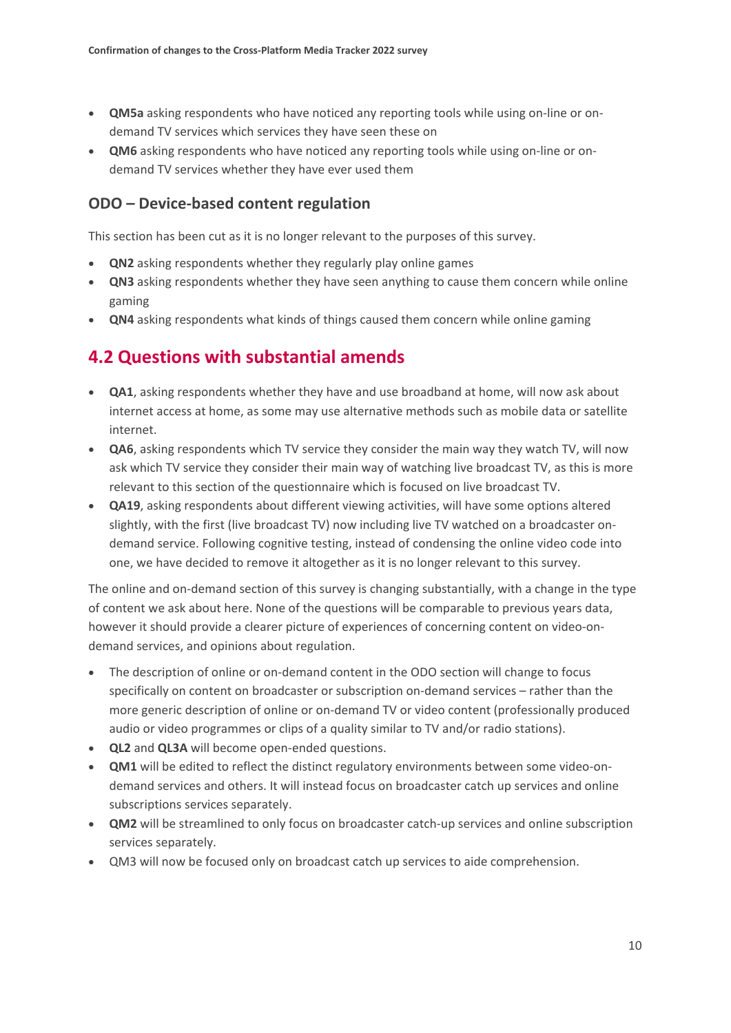- **QM5a** asking respondents who have noticed any reporting tools while using on-line or on-demand TV services which services they have seen these on
- **QM6** asking respondents who have noticed any reporting tools while using on-line or on-demand TV services whether they have ever used them

### ODO – Device-based content regulation

This section has been cut as it is no longer relevant to the purposes of this survey.

- **QN2** asking respondents whether they regularly play online games
- **QN3** asking respondents whether they have seen anything to cause them concern while online gaming
- **QN4** asking respondents what kinds of things caused them concern while online gaming

## 4.2 Questions with substantial amends

- **QA1**, asking respondents whether they have and use broadband at home, will now ask about internet access at home, as some may use alternative methods such as mobile data or satellite internet.
- **QA6**, asking respondents which TV service they consider the main way they watch TV, will now ask which TV service they consider their main way of watching live broadcast TV, as this is more relevant to this section of the questionnaire which is focused on live broadcast TV.
- **QA19**, asking respondents about different viewing activities, will have some options altered slightly, with the first (live broadcast TV) now including live TV watched on a broadcaster on-demand service. Following cognitive testing, instead of condensing the online video code into one, we have decided to remove it altogether as it is no longer relevant to this survey.

The online and on-demand section of this survey is changing substantially, with a change in the type of content we ask about here. None of the questions will be comparable to previous years data, however it should provide a clearer picture of experiences of concerning content on video-on-demand services, and opinions about regulation.

- The description of online or on-demand content in the ODO section will change to focus specifically on content on broadcaster or subscription on-demand services – rather than the more generic description of online or on-demand TV or video content (professionally produced audio or video programmes or clips of a quality similar to TV and/or radio stations).
- **QL2** and **QL3A** will become open-ended questions.
- **QM1** will be edited to reflect the distinct regulatory environments between some video-on-demand services and others. It will instead focus on broadcaster catch up services and online subscriptions services separately.
- **QM2** will be streamlined to only focus on broadcaster catch-up services and online subscription services separately.
- QM3 will now be focused only on broadcast catch up services to aide comprehension.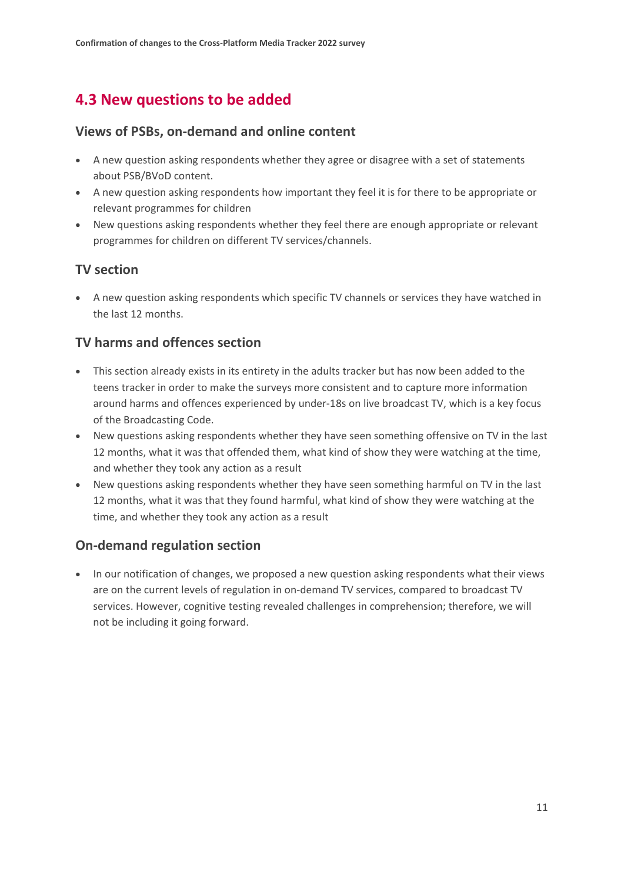## 4.3 New questions to be added

### Views of PSBs, on-demand and online content

- A new question asking respondents whether they agree or disagree with a set of statements about PSB/BVoD content.
- A new question asking respondents how important they feel it is for there to be appropriate or relevant programmes for children
- New questions asking respondents whether they feel there are enough appropriate or relevant programmes for children on different TV services/channels.

### TV section

- A new question asking respondents which specific TV channels or services they have watched in the last 12 months.

### TV harms and offences section

- This section already exists in its entirety in the adults tracker but has now been added to the teens tracker in order to make the surveys more consistent and to capture more information around harms and offences experienced by under-18s on live broadcast TV, which is a key focus of the Broadcasting Code.
- New questions asking respondents whether they have seen something offensive on TV in the last 12 months, what it was that offended them, what kind of show they were watching at the time, and whether they took any action as a result
- New questions asking respondents whether they have seen something harmful on TV in the last 12 months, what it was that they found harmful, what kind of show they were watching at the time, and whether they took any action as a result

### On-demand regulation section

- In our notification of changes, we proposed a new question asking respondents what their views are on the current levels of regulation in on-demand TV services, compared to broadcast TV services. However, cognitive testing revealed challenges in comprehension; therefore, we will not be including it going forward.